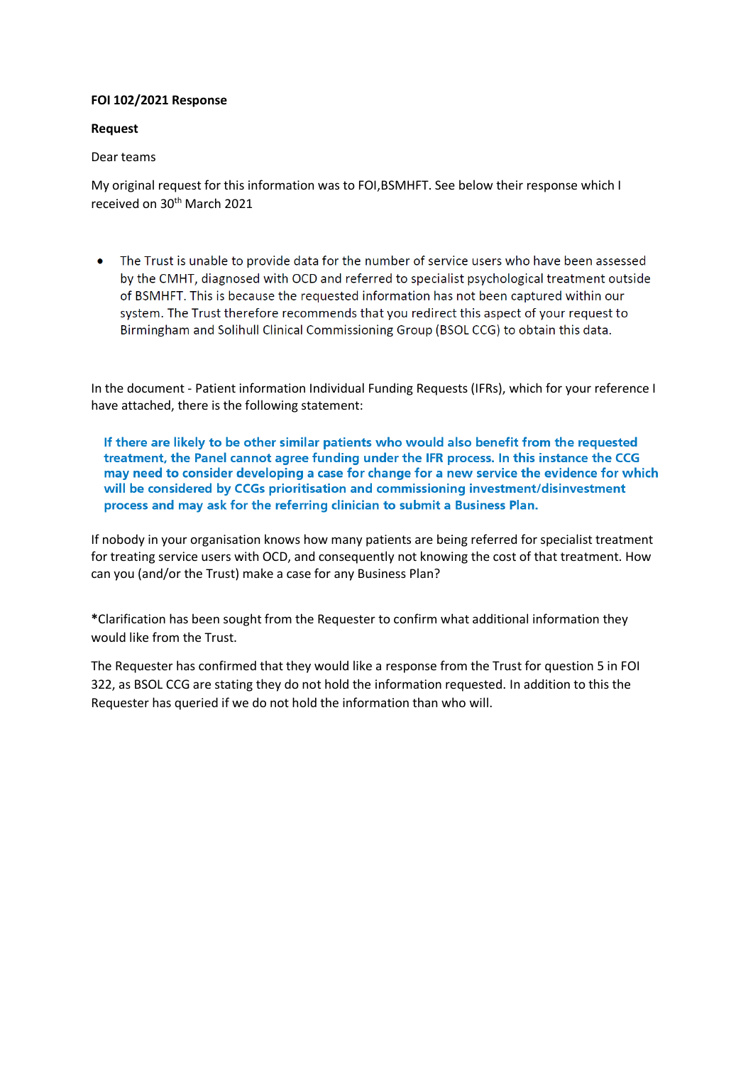**FOI 102/2021 Response**

**Request**

Dear teams

My original request for this information was to FOI,BSMHFT. See below their response which I received on 30th March 2021

- The Trust is unable to provide data for the number of service users who have been assessed by the CMHT, diagnosed with OCD and referred to specialist psychological treatment outside of BSMHFT. This is because the requested information has not been captured within our system. The Trust therefore recommends that you redirect this aspect of your request to Birmingham and Solihull Clinical Commissioning Group (BSOL CCG) to obtain this data.

In the document - Patient information Individual Funding Requests (IFRs), which for your reference I have attached, there is the following statement:

**If there are likely to be other similar patients who would also benefit from the requested treatment, the Panel cannot agree funding under the IFR process. In this instance the CCG may need to consider developing a case for change for a new service the evidence for which will be considered by CCGs prioritisation and commissioning investment/disinvestment process and may ask for the referring clinician to submit a Business Plan.**

If nobody in your organisation knows how many patients are being referred for specialist treatment for treating service users with OCD, and consequently not knowing the cost of that treatment. How can you (and/or the Trust) make a case for any Business Plan?

*Clarification has been sought from the Requester to confirm what additional information they would like from the Trust.

The Requester has confirmed that they would like a response from the Trust for question 5 in FOI 322, as BSOL CCG are stating they do not hold the information requested. In addition to this the Requester has queried if we do not hold the information than who will.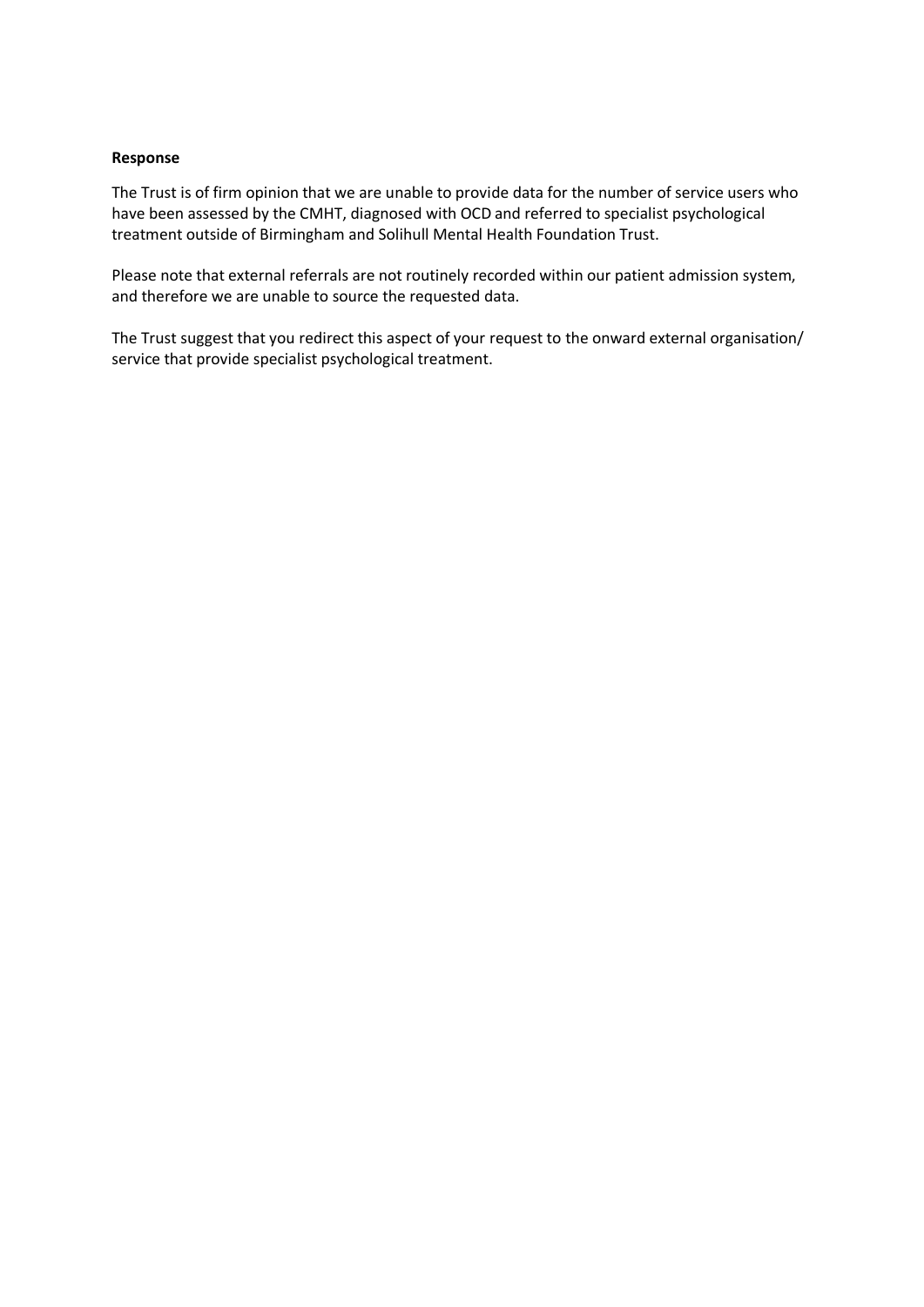**Response**

The Trust is of firm opinion that we are unable to provide data for the number of service users who have been assessed by the CMHT, diagnosed with OCD and referred to specialist psychological treatment outside of Birmingham and Solihull Mental Health Foundation Trust.

Please note that external referrals are not routinely recorded within our patient admission system, and therefore we are unable to source the requested data.

The Trust suggest that you redirect this aspect of your request to the onward external organisation/ service that provide specialist psychological treatment.